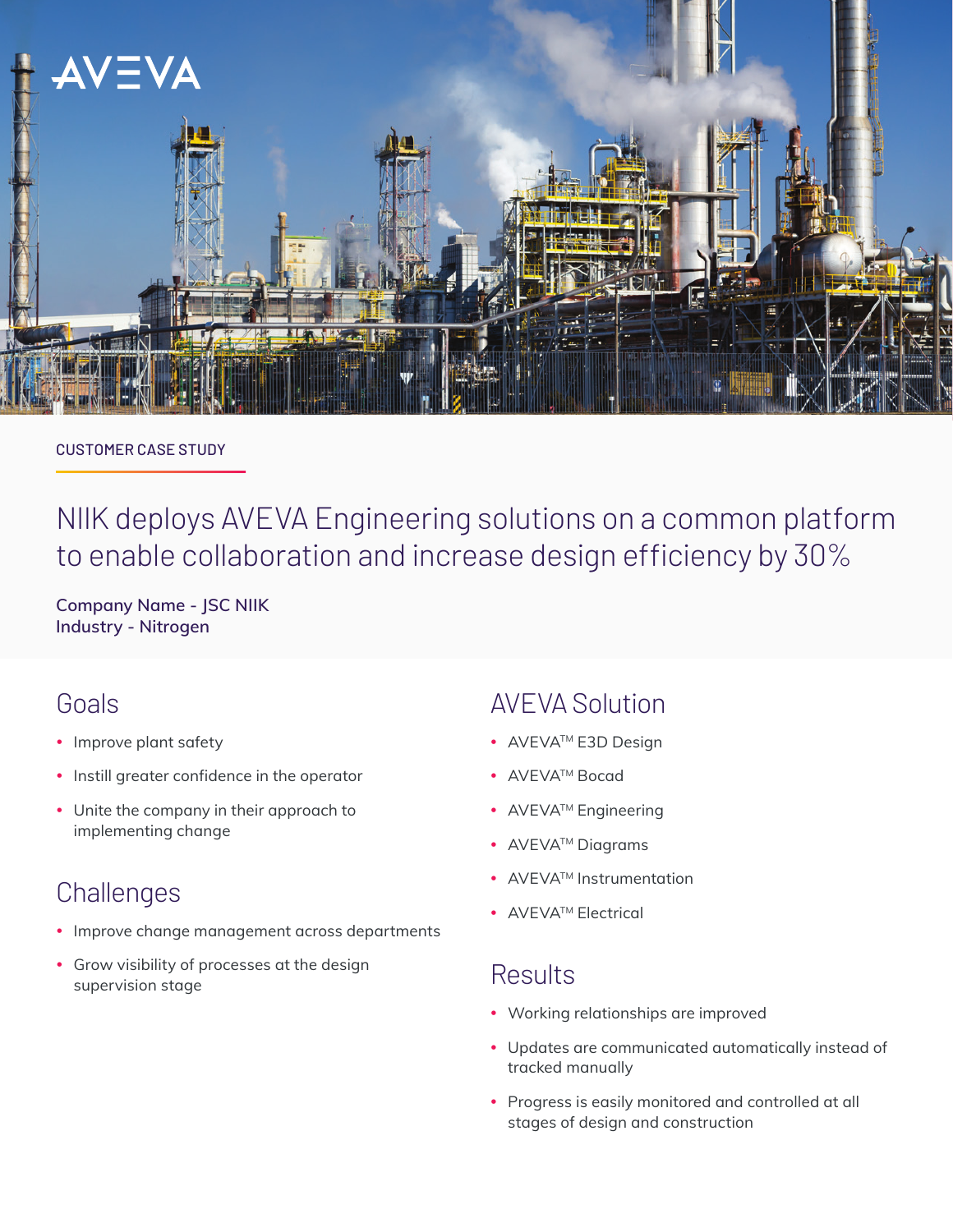AVEVA

CUSTOMER CASE STUDY

# NIIK deploys AVEVA Engineering solutions on a common platform to enable collaboration and increase design efficiency by 30%

**Company Name - JSC NIIK**
**Industry - Nitrogen**

## Goals

- Improve plant safety
- Instill greater confidence in the operator
- Unite the company in their approach to implementing change

## Challenges

- Improve change management across departments
- Grow visibility of processes at the design supervision stage

## AVEVA Solution

- AVEVA™ E3D Design
- AVEVA™ Bocad
- AVEVA™ Engineering
- AVEVA™ Diagrams
- AVEVA™ Instrumentation
- AVEVA™ Electrical

## Results

- Working relationships are improved
- Updates are communicated automatically instead of tracked manually
- Progress is easily monitored and controlled at all stages of design and construction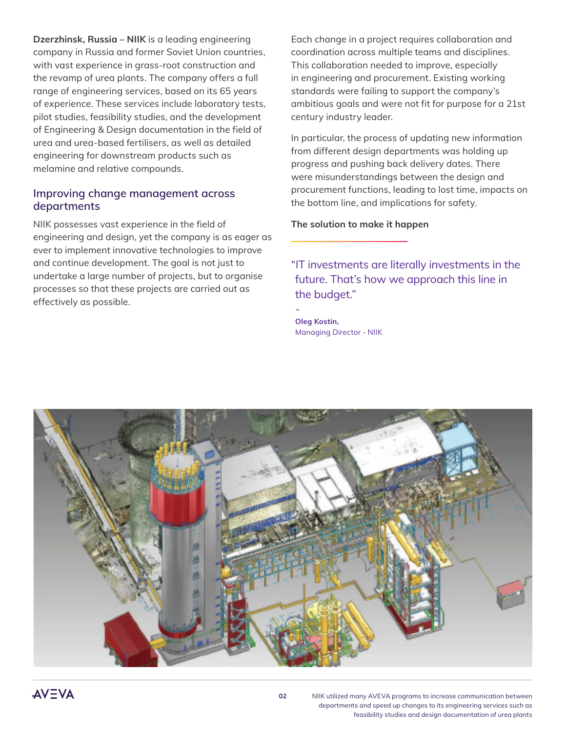**Dzerzhinsk, Russia – NIIK** is a leading engineering company in Russia and former Soviet Union countries, with vast experience in grass-root construction and the revamp of urea plants. The company offers a full range of engineering services, based on its 65 years of experience. These services include laboratory tests, pilot studies, feasibility studies, and the development of Engineering & Design documentation in the field of urea and urea-based fertilisers, as well as detailed engineering for downstream products such as melamine and relative compounds.

## Improving change management across departments

NIIK possesses vast experience in the field of engineering and design, yet the company is as eager as ever to implement innovative technologies to improve and continue development. The goal is not just to undertake a large number of projects, but to organise processes so that these projects are carried out as effectively as possible.

Each change in a project requires collaboration and coordination across multiple teams and disciplines. This collaboration needed to improve, especially in engineering and procurement. Existing working standards were failing to support the company's ambitious goals and were not fit for purpose for a 21st century industry leader.

In particular, the process of updating new information from different design departments was holding up progress and pushing back delivery dates. There were misunderstandings between the design and procurement functions, leading to lost time, impacts on the bottom line, and implications for safety.

**The solution to make it happen**

"IT investments are literally investments in the future. That's how we approach this line in the budget."

\- **Oleg Kostin,** Managing Director - NIIK

NIIK utilized many AVEVA programs to increase communication between departments and speed up changes to its engineering services such as feasibility studies and design documentation of urea plants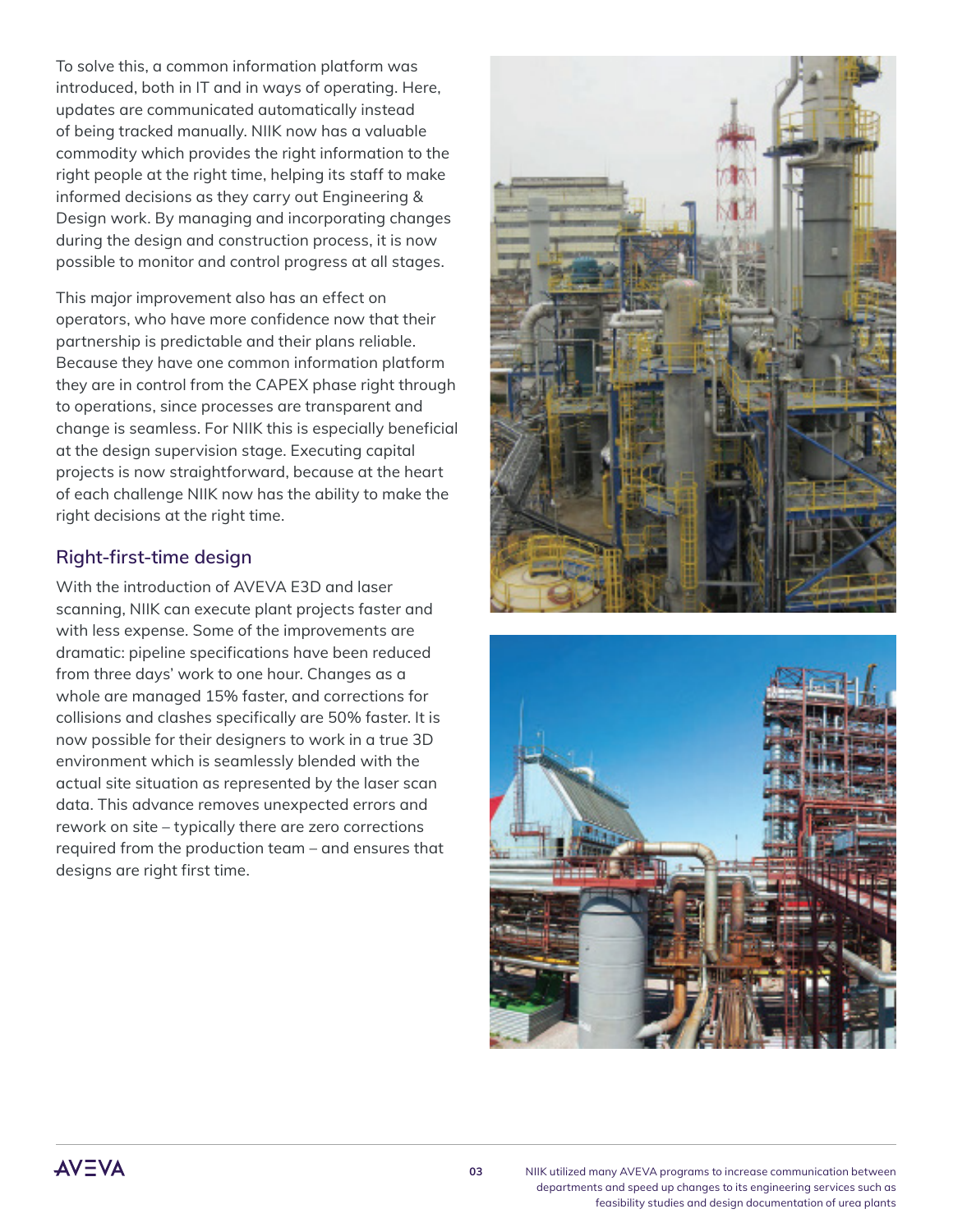To solve this, a common information platform was introduced, both in IT and in ways of operating. Here, updates are communicated automatically instead of being tracked manually. NIIK now has a valuable commodity which provides the right information to the right people at the right time, helping its staff to make informed decisions as they carry out Engineering & Design work. By managing and incorporating changes during the design and construction process, it is now possible to monitor and control progress at all stages.

This major improvement also has an effect on operators, who have more confidence now that their partnership is predictable and their plans reliable. Because they have one common information platform they are in control from the CAPEX phase right through to operations, since processes are transparent and change is seamless. For NIIK this is especially beneficial at the design supervision stage. Executing capital projects is now straightforward, because at the heart of each challenge NIIK now has the ability to make the right decisions at the right time.

## Right-first-time design

With the introduction of AVEVA E3D and laser scanning, NIIK can execute plant projects faster and with less expense. Some of the improvements are dramatic: pipeline specifications have been reduced from three days' work to one hour. Changes as a whole are managed 15% faster, and corrections for collisions and clashes specifically are 50% faster. It is now possible for their designers to work in a true 3D environment which is seamlessly blended with the actual site situation as represented by the laser scan data. This advance removes unexpected errors and rework on site – typically there are zero corrections required from the production team – and ensures that designs are right first time.

NIIK utilized many AVEVA programs to increase communication between departments and speed up changes to its engineering services such as feasibility studies and design documentation of urea plants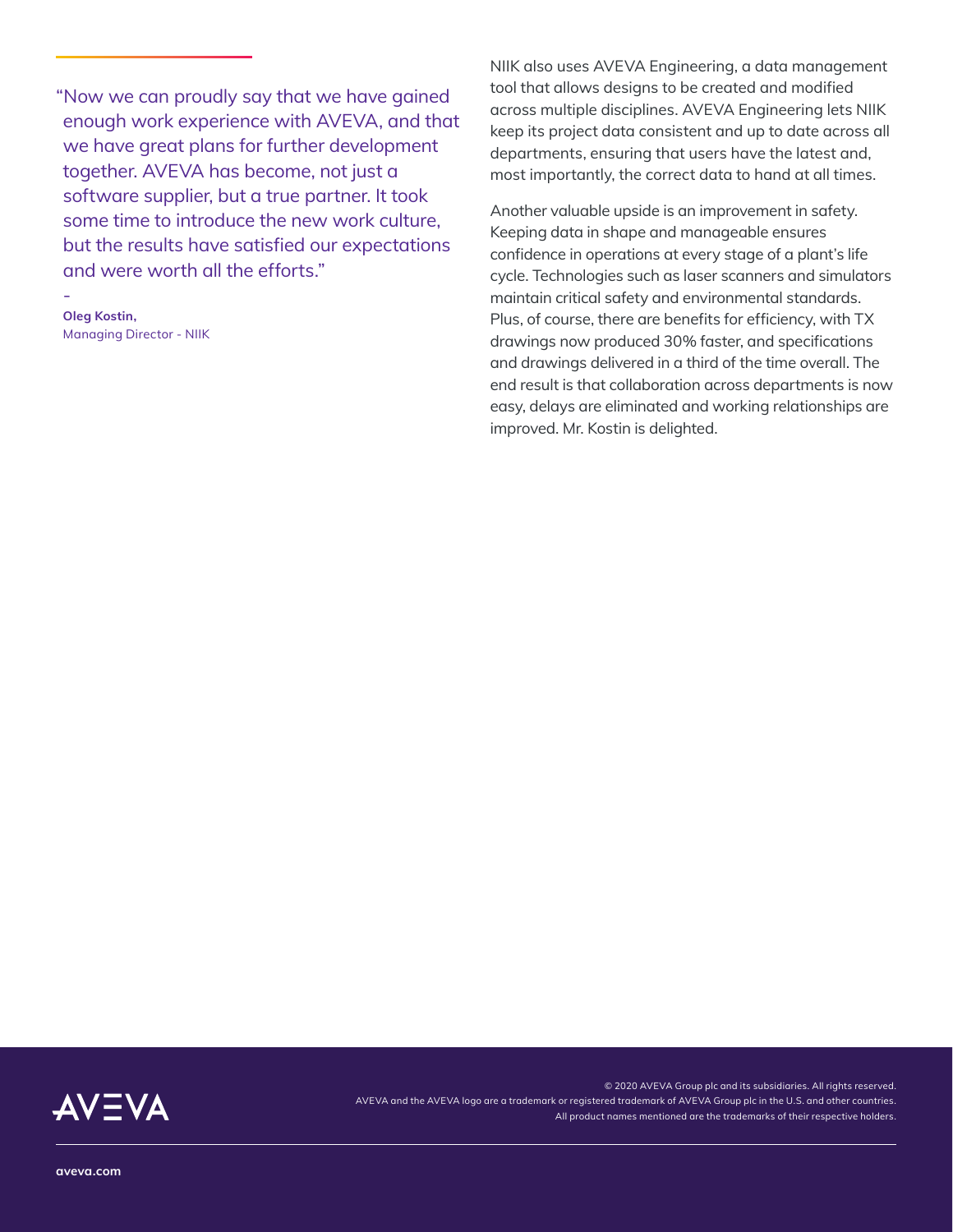"Now we can proudly say that we have gained enough work experience with AVEVA, and that we have great plans for further development together. AVEVA has become, not just a software supplier, but a true partner. It took some time to introduce the new work culture, but the results have satisfied our expectations and were worth all the efforts."

-

**Oleg Kostin,**
Managing Director - NIIK

NIIK also uses AVEVA Engineering, a data management tool that allows designs to be created and modified across multiple disciplines. AVEVA Engineering lets NIIK keep its project data consistent and up to date across all departments, ensuring that users have the latest and, most importantly, the correct data to hand at all times.

Another valuable upside is an improvement in safety. Keeping data in shape and manageable ensures confidence in operations at every stage of a plant's life cycle. Technologies such as laser scanners and simulators maintain critical safety and environmental standards. Plus, of course, there are benefits for efficiency, with TX drawings now produced 30% faster, and specifications and drawings delivered in a third of the time overall. The end result is that collaboration across departments is now easy, delays are eliminated and working relationships are improved. Mr. Kostin is delighted.

AVEVA

© 2020 AVEVA Group plc and its subsidiaries. All rights reserved.
AVEVA and the AVEVA logo are a trademark or registered trademark of AVEVA Group plc in the U.S. and other countries.
All product names mentioned are the trademarks of their respective holders.

aveva.com